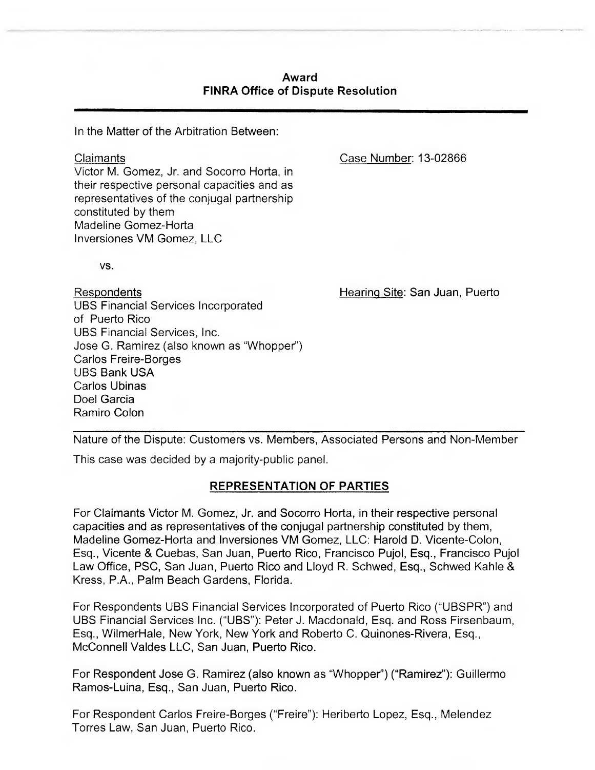# Award
# FINRA Office of Dispute Resolution

In the Matter of the Arbitration Between:

Claimants
Victor M. Gomez, Jr. and Socorro Horta, in their respective personal capacities and as representatives of the conjugal partnership constituted by them
Madeline Gomez-Horta
Inversiones VM Gomez, LLC

Case Number: 13-02866

vs.

Respondents
UBS Financial Services Incorporated of Puerto Rico
UBS Financial Services, Inc.
Jose G. Ramirez (also known as "Whopper")
Carlos Freire-Borges
UBS Bank USA
Carlos Ubinas
Doel Garcia
Ramiro Colon

Hearing Site: San Juan, Puerto

Nature of the Dispute: Customers vs. Members, Associated Persons and Non-Member

This case was decided by a majority-public panel.

## REPRESENTATION OF PARTIES

For Claimants Victor M. Gomez, Jr. and Socorro Horta, in their respective personal capacities and as representatives of the conjugal partnership constituted by them, Madeline Gomez-Horta and Inversiones VM Gomez, LLC: Harold D. Vicente-Colon, Esq., Vicente & Cuebas, San Juan, Puerto Rico, Francisco Pujol, Esq., Francisco Pujol Law Office, PSC, San Juan, Puerto Rico and Lloyd R. Schwed, Esq., Schwed Kahle & Kress, P.A., Palm Beach Gardens, Florida.

For Respondents UBS Financial Services Incorporated of Puerto Rico ("UBSPR") and UBS Financial Services Inc. ("UBS"): Peter J. Macdonald, Esq. and Ross Firsenbaum, Esq., WilmerHale, New York, New York and Roberto C. Quinones-Rivera, Esq., McConnell Valdes LLC, San Juan, Puerto Rico.

For Respondent Jose G. Ramirez (also known as "Whopper") ("Ramirez"): Guillermo Ramos-Luina, Esq., San Juan, Puerto Rico.

For Respondent Carlos Freire-Borges ("Freire"): Heriberto Lopez, Esq., Melendez Torres Law, San Juan, Puerto Rico.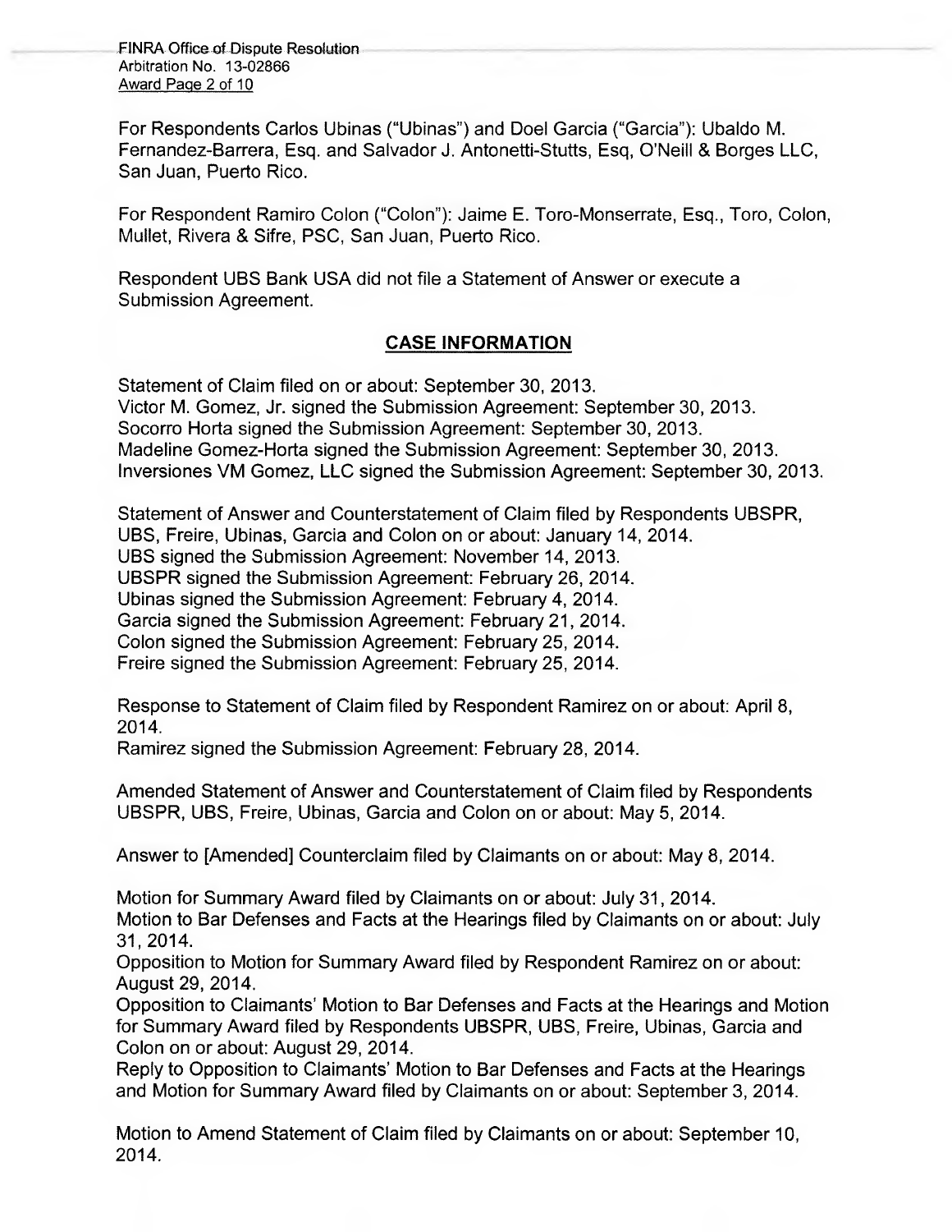For Respondents Carlos Ubinas ("Ubinas") and Doel Garcia ("Garcia"): Ubaldo M. Fernandez-Barrera, Esq. and Salvador J. Antonetti-Stutts, Esq, O'Neill & Borges LLC, San Juan, Puerto Rico.

For Respondent Ramiro Colon ("Colon"): Jaime E. Toro-Monserrate, Esq., Toro, Colon, Mullet, Rivera & Sifre, PSC, San Juan, Puerto Rico.

Respondent UBS Bank USA did not file a Statement of Answer or execute a Submission Agreement.

## CASE INFORMATION

Statement of Claim filed on or about: September 30, 2013.
Victor M. Gomez, Jr. signed the Submission Agreement: September 30, 2013.
Socorro Horta signed the Submission Agreement: September 30, 2013.
Madeline Gomez-Horta signed the Submission Agreement: September 30, 2013.
Inversiones VM Gomez, LLC signed the Submission Agreement: September 30, 2013.

Statement of Answer and Counterstatement of Claim filed by Respondents UBSPR, UBS, Freire, Ubinas, Garcia and Colon on or about: January 14, 2014.
UBS signed the Submission Agreement: November 14, 2013.
UBSPR signed the Submission Agreement: February 26, 2014.
Ubinas signed the Submission Agreement: February 4, 2014.
Garcia signed the Submission Agreement: February 21, 2014.
Colon signed the Submission Agreement: February 25, 2014.
Freire signed the Submission Agreement: February 25, 2014.

Response to Statement of Claim filed by Respondent Ramirez on or about: April 8, 2014.
Ramirez signed the Submission Agreement: February 28, 2014.

Amended Statement of Answer and Counterstatement of Claim filed by Respondents UBSPR, UBS, Freire, Ubinas, Garcia and Colon on or about: May 5, 2014.

Answer to [Amended] Counterclaim filed by Claimants on or about: May 8, 2014.

Motion for Summary Award filed by Claimants on or about: July 31, 2014.
Motion to Bar Defenses and Facts at the Hearings filed by Claimants on or about: July 31, 2014.
Opposition to Motion for Summary Award filed by Respondent Ramirez on or about: August 29, 2014.
Opposition to Claimants' Motion to Bar Defenses and Facts at the Hearings and Motion for Summary Award filed by Respondents UBSPR, UBS, Freire, Ubinas, Garcia and Colon on or about: August 29, 2014.
Reply to Opposition to Claimants' Motion to Bar Defenses and Facts at the Hearings and Motion for Summary Award filed by Claimants on or about: September 3, 2014.

Motion to Amend Statement of Claim filed by Claimants on or about: September 10, 2014.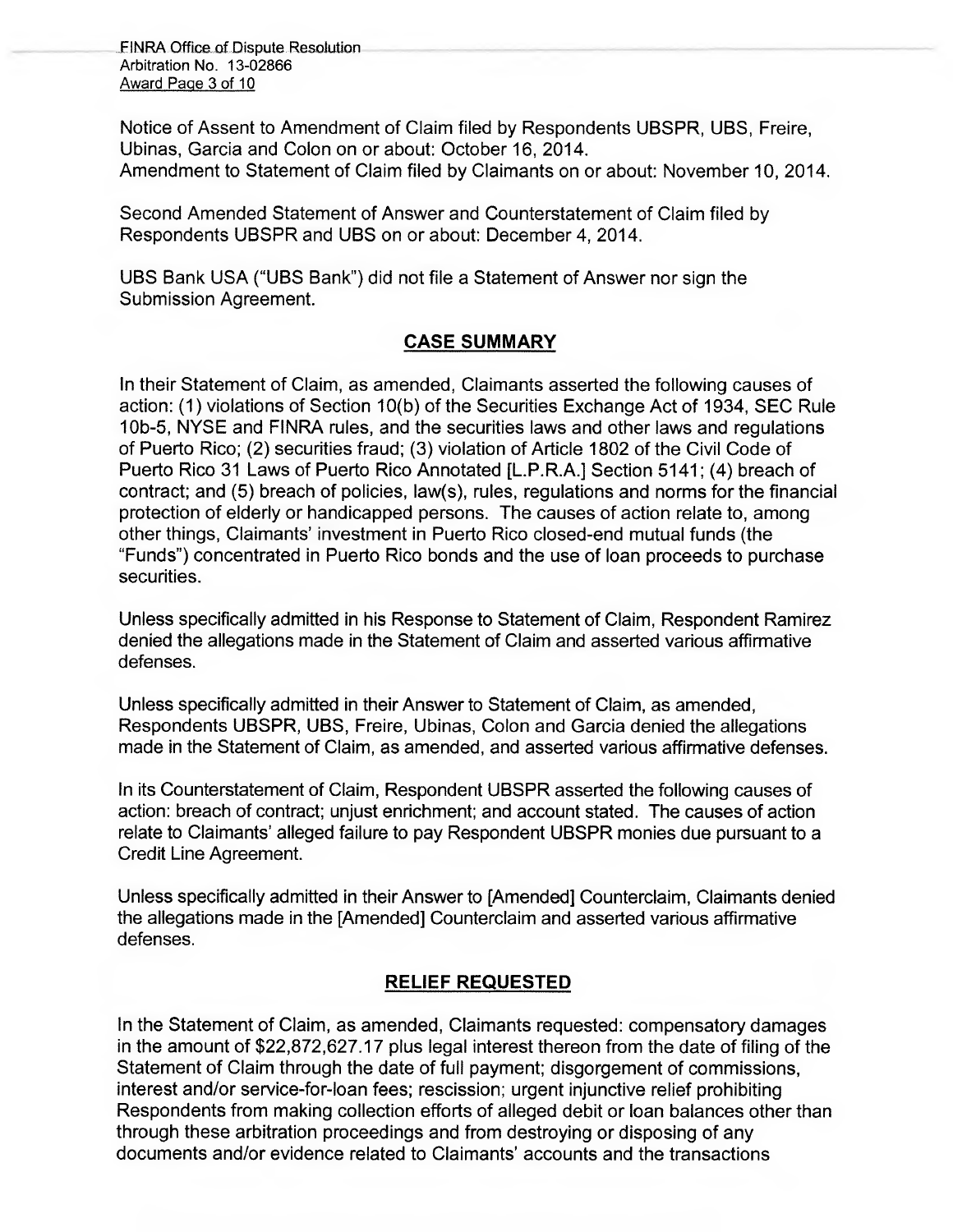Notice of Assent to Amendment of Claim filed by Respondents UBSPR, UBS, Freire, Ubinas, Garcia and Colon on or about: October 16, 2014.
Amendment to Statement of Claim filed by Claimants on or about: November 10, 2014.

Second Amended Statement of Answer and Counterstatement of Claim filed by Respondents UBSPR and UBS on or about: December 4, 2014.

UBS Bank USA ("UBS Bank") did not file a Statement of Answer nor sign the Submission Agreement.

## CASE SUMMARY

In their Statement of Claim, as amended, Claimants asserted the following causes of action: (1) violations of Section 10(b) of the Securities Exchange Act of 1934, SEC Rule 10b-5, NYSE and FINRA rules, and the securities laws and other laws and regulations of Puerto Rico; (2) securities fraud; (3) violation of Article 1802 of the Civil Code of Puerto Rico 31 Laws of Puerto Rico Annotated [L.P.R.A.] Section 5141; (4) breach of contract; and (5) breach of policies, law(s), rules, regulations and norms for the financial protection of elderly or handicapped persons. The causes of action relate to, among other things, Claimants' investment in Puerto Rico closed-end mutual funds (the "Funds") concentrated in Puerto Rico bonds and the use of loan proceeds to purchase securities.

Unless specifically admitted in his Response to Statement of Claim, Respondent Ramirez denied the allegations made in the Statement of Claim and asserted various affirmative defenses.

Unless specifically admitted in their Answer to Statement of Claim, as amended, Respondents UBSPR, UBS, Freire, Ubinas, Colon and Garcia denied the allegations made in the Statement of Claim, as amended, and asserted various affirmative defenses.

In its Counterstatement of Claim, Respondent UBSPR asserted the following causes of action: breach of contract; unjust enrichment; and account stated. The causes of action relate to Claimants' alleged failure to pay Respondent UBSPR monies due pursuant to a Credit Line Agreement.

Unless specifically admitted in their Answer to [Amended] Counterclaim, Claimants denied the allegations made in the [Amended] Counterclaim and asserted various affirmative defenses.

## RELIEF REQUESTED

In the Statement of Claim, as amended, Claimants requested: compensatory damages in the amount of $22,872,627.17 plus legal interest thereon from the date of filing of the Statement of Claim through the date of full payment; disgorgement of commissions, interest and/or service-for-loan fees; rescission; urgent injunctive relief prohibiting Respondents from making collection efforts of alleged debit or loan balances other than through these arbitration proceedings and from destroying or disposing of any documents and/or evidence related to Claimants' accounts and the transactions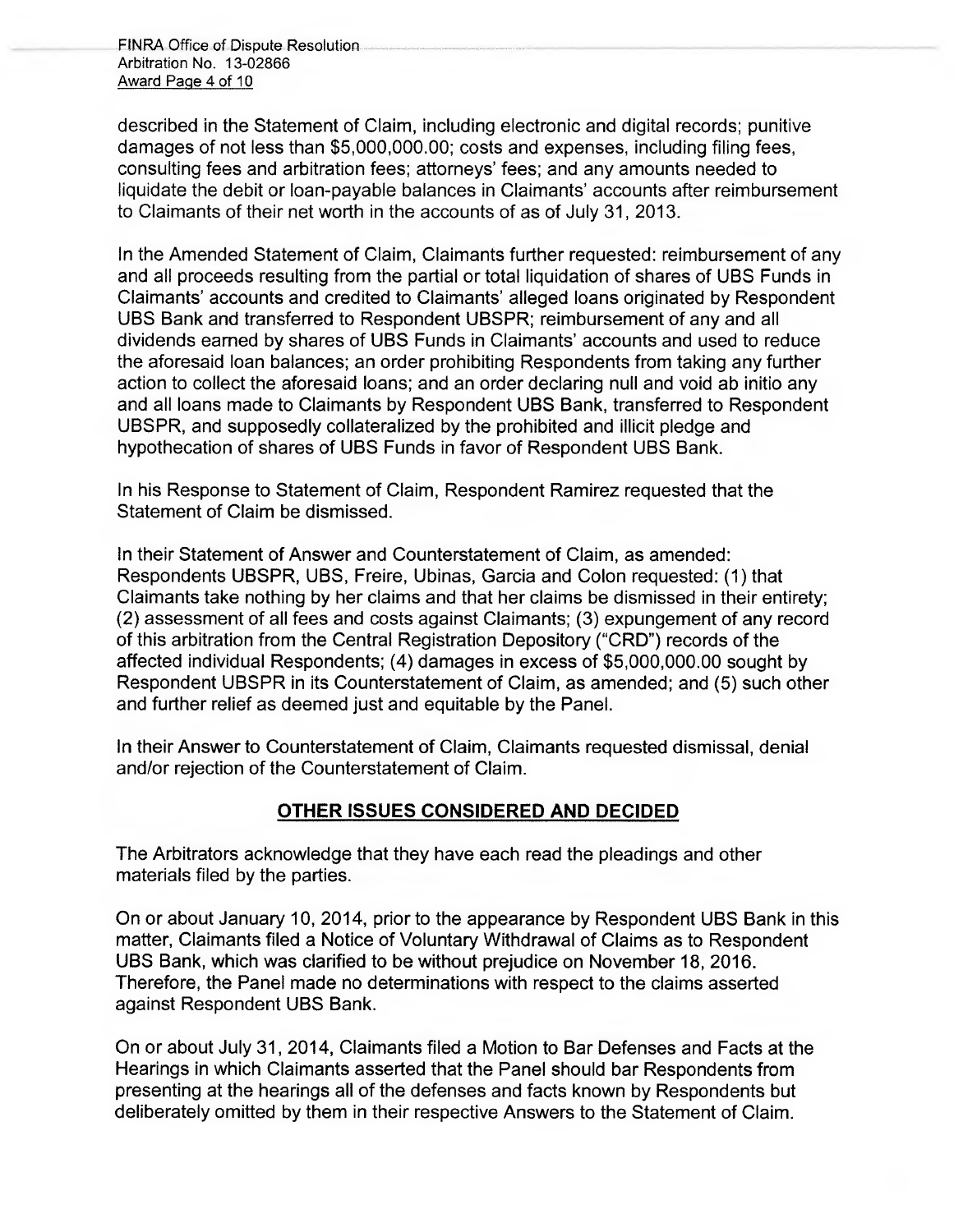described in the Statement of Claim, including electronic and digital records; punitive damages of not less than $5,000,000.00; costs and expenses, including filing fees, consulting fees and arbitration fees; attorneys' fees; and any amounts needed to liquidate the debit or loan-payable balances in Claimants' accounts after reimbursement to Claimants of their net worth in the accounts of as of July 31, 2013.

In the Amended Statement of Claim, Claimants further requested: reimbursement of any and all proceeds resulting from the partial or total liquidation of shares of UBS Funds in Claimants' accounts and credited to Claimants' alleged loans originated by Respondent UBS Bank and transferred to Respondent UBSPR; reimbursement of any and all dividends earned by shares of UBS Funds in Claimants' accounts and used to reduce the aforesaid loan balances; an order prohibiting Respondents from taking any further action to collect the aforesaid loans; and an order declaring null and void ab initio any and all loans made to Claimants by Respondent UBS Bank, transferred to Respondent UBSPR, and supposedly collateralized by the prohibited and illicit pledge and hypothecation of shares of UBS Funds in favor of Respondent UBS Bank.

In his Response to Statement of Claim, Respondent Ramirez requested that the Statement of Claim be dismissed.

In their Statement of Answer and Counterstatement of Claim, as amended: Respondents UBSPR, UBS, Freire, Ubinas, Garcia and Colon requested: (1) that Claimants take nothing by her claims and that her claims be dismissed in their entirety; (2) assessment of all fees and costs against Claimants; (3) expungement of any record of this arbitration from the Central Registration Depository ("CRD") records of the affected individual Respondents; (4) damages in excess of $5,000,000.00 sought by Respondent UBSPR in its Counterstatement of Claim, as amended; and (5) such other and further relief as deemed just and equitable by the Panel.

In their Answer to Counterstatement of Claim, Claimants requested dismissal, denial and/or rejection of the Counterstatement of Claim.

## OTHER ISSUES CONSIDERED AND DECIDED

The Arbitrators acknowledge that they have each read the pleadings and other materials filed by the parties.

On or about January 10, 2014, prior to the appearance by Respondent UBS Bank in this matter, Claimants filed a Notice of Voluntary Withdrawal of Claims as to Respondent UBS Bank, which was clarified to be without prejudice on November 18, 2016. Therefore, the Panel made no determinations with respect to the claims asserted against Respondent UBS Bank.

On or about July 31, 2014, Claimants filed a Motion to Bar Defenses and Facts at the Hearings in which Claimants asserted that the Panel should bar Respondents from presenting at the hearings all of the defenses and facts known by Respondents but deliberately omitted by them in their respective Answers to the Statement of Claim.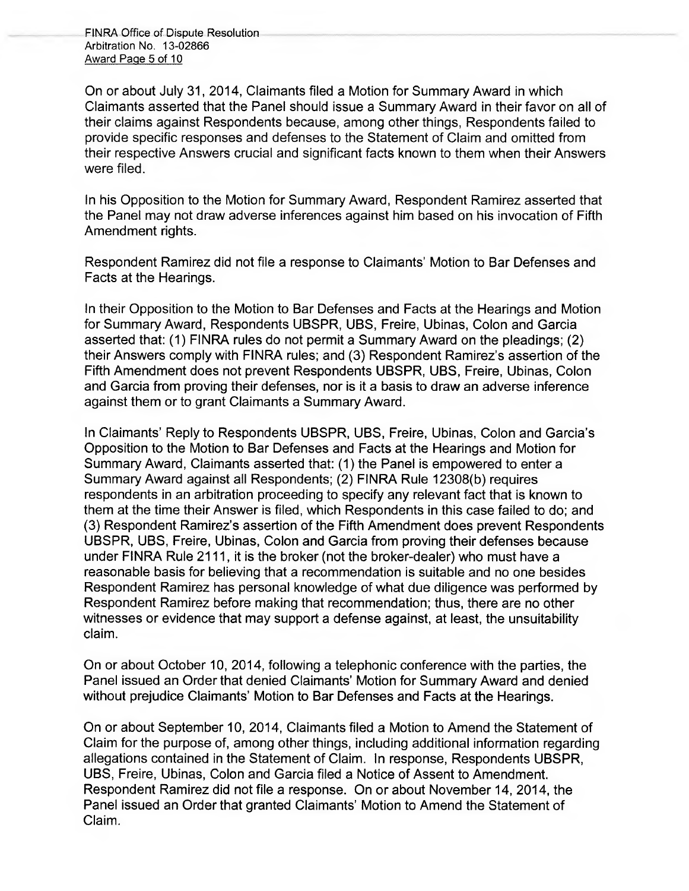On or about July 31, 2014, Claimants filed a Motion for Summary Award in which Claimants asserted that the Panel should issue a Summary Award in their favor on all of their claims against Respondents because, among other things, Respondents failed to provide specific responses and defenses to the Statement of Claim and omitted from their respective Answers crucial and significant facts known to them when their Answers were filed.

In his Opposition to the Motion for Summary Award, Respondent Ramirez asserted that the Panel may not draw adverse inferences against him based on his invocation of Fifth Amendment rights.

Respondent Ramirez did not file a response to Claimants' Motion to Bar Defenses and Facts at the Hearings.

In their Opposition to the Motion to Bar Defenses and Facts at the Hearings and Motion for Summary Award, Respondents UBSPR, UBS, Freire, Ubinas, Colon and Garcia asserted that: (1) FINRA rules do not permit a Summary Award on the pleadings; (2) their Answers comply with FINRA rules; and (3) Respondent Ramirez's assertion of the Fifth Amendment does not prevent Respondents UBSPR, UBS, Freire, Ubinas, Colon and Garcia from proving their defenses, nor is it a basis to draw an adverse inference against them or to grant Claimants a Summary Award.

In Claimants' Reply to Respondents UBSPR, UBS, Freire, Ubinas, Colon and Garcia's Opposition to the Motion to Bar Defenses and Facts at the Hearings and Motion for Summary Award, Claimants asserted that: (1) the Panel is empowered to enter a Summary Award against all Respondents; (2) FINRA Rule 12308(b) requires respondents in an arbitration proceeding to specify any relevant fact that is known to them at the time their Answer is filed, which Respondents in this case failed to do; and (3) Respondent Ramirez's assertion of the Fifth Amendment does prevent Respondents UBSPR, UBS, Freire, Ubinas, Colon and Garcia from proving their defenses because under FINRA Rule 2111, it is the broker (not the broker-dealer) who must have a reasonable basis for believing that a recommendation is suitable and no one besides Respondent Ramirez has personal knowledge of what due diligence was performed by Respondent Ramirez before making that recommendation; thus, there are no other witnesses or evidence that may support a defense against, at least, the unsuitability claim.

On or about October 10, 2014, following a telephonic conference with the parties, the Panel issued an Order that denied Claimants' Motion for Summary Award and denied without prejudice Claimants' Motion to Bar Defenses and Facts at the Hearings.

On or about September 10, 2014, Claimants filed a Motion to Amend the Statement of Claim for the purpose of, among other things, including additional information regarding allegations contained in the Statement of Claim. In response, Respondents UBSPR, UBS, Freire, Ubinas, Colon and Garcia filed a Notice of Assent to Amendment. Respondent Ramirez did not file a response. On or about November 14, 2014, the Panel issued an Order that granted Claimants' Motion to Amend the Statement of Claim.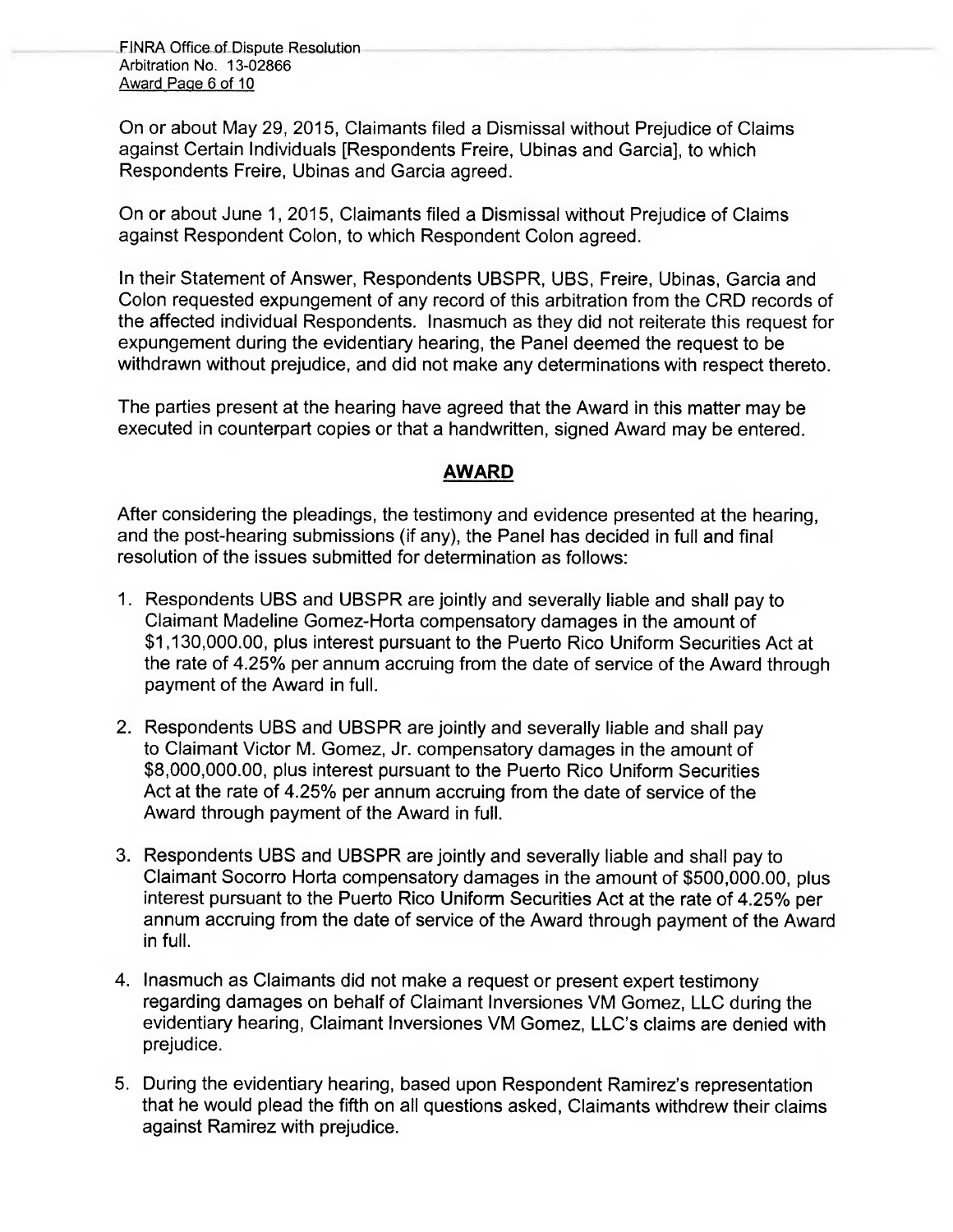On or about May 29, 2015, Claimants filed a Dismissal without Prejudice of Claims against Certain Individuals [Respondents Freire, Ubinas and Garcia], to which Respondents Freire, Ubinas and Garcia agreed.

On or about June 1, 2015, Claimants filed a Dismissal without Prejudice of Claims against Respondent Colon, to which Respondent Colon agreed.

In their Statement of Answer, Respondents UBSPR, UBS, Freire, Ubinas, Garcia and Colon requested expungement of any record of this arbitration from the CRD records of the affected individual Respondents. Inasmuch as they did not reiterate this request for expungement during the evidentiary hearing, the Panel deemed the request to be withdrawn without prejudice, and did not make any determinations with respect thereto.

The parties present at the hearing have agreed that the Award in this matter may be executed in counterpart copies or that a handwritten, signed Award may be entered.

## AWARD

After considering the pleadings, the testimony and evidence presented at the hearing, and the post-hearing submissions (if any), the Panel has decided in full and final resolution of the issues submitted for determination as follows:

1. Respondents UBS and UBSPR are jointly and severally liable and shall pay to Claimant Madeline Gomez-Horta compensatory damages in the amount of $1,130,000.00, plus interest pursuant to the Puerto Rico Uniform Securities Act at the rate of 4.25% per annum accruing from the date of service of the Award through payment of the Award in full.

2. Respondents UBS and UBSPR are jointly and severally liable and shall pay to Claimant Victor M. Gomez, Jr. compensatory damages in the amount of $8,000,000.00, plus interest pursuant to the Puerto Rico Uniform Securities Act at the rate of 4.25% per annum accruing from the date of service of the Award through payment of the Award in full.

3. Respondents UBS and UBSPR are jointly and severally liable and shall pay to Claimant Socorro Horta compensatory damages in the amount of $500,000.00, plus interest pursuant to the Puerto Rico Uniform Securities Act at the rate of 4.25% per annum accruing from the date of service of the Award through payment of the Award in full.

4. Inasmuch as Claimants did not make a request or present expert testimony regarding damages on behalf of Claimant Inversiones VM Gomez, LLC during the evidentiary hearing, Claimant Inversiones VM Gomez, LLC's claims are denied with prejudice.

5. During the evidentiary hearing, based upon Respondent Ramirez's representation that he would plead the fifth on all questions asked, Claimants withdrew their claims against Ramirez with prejudice.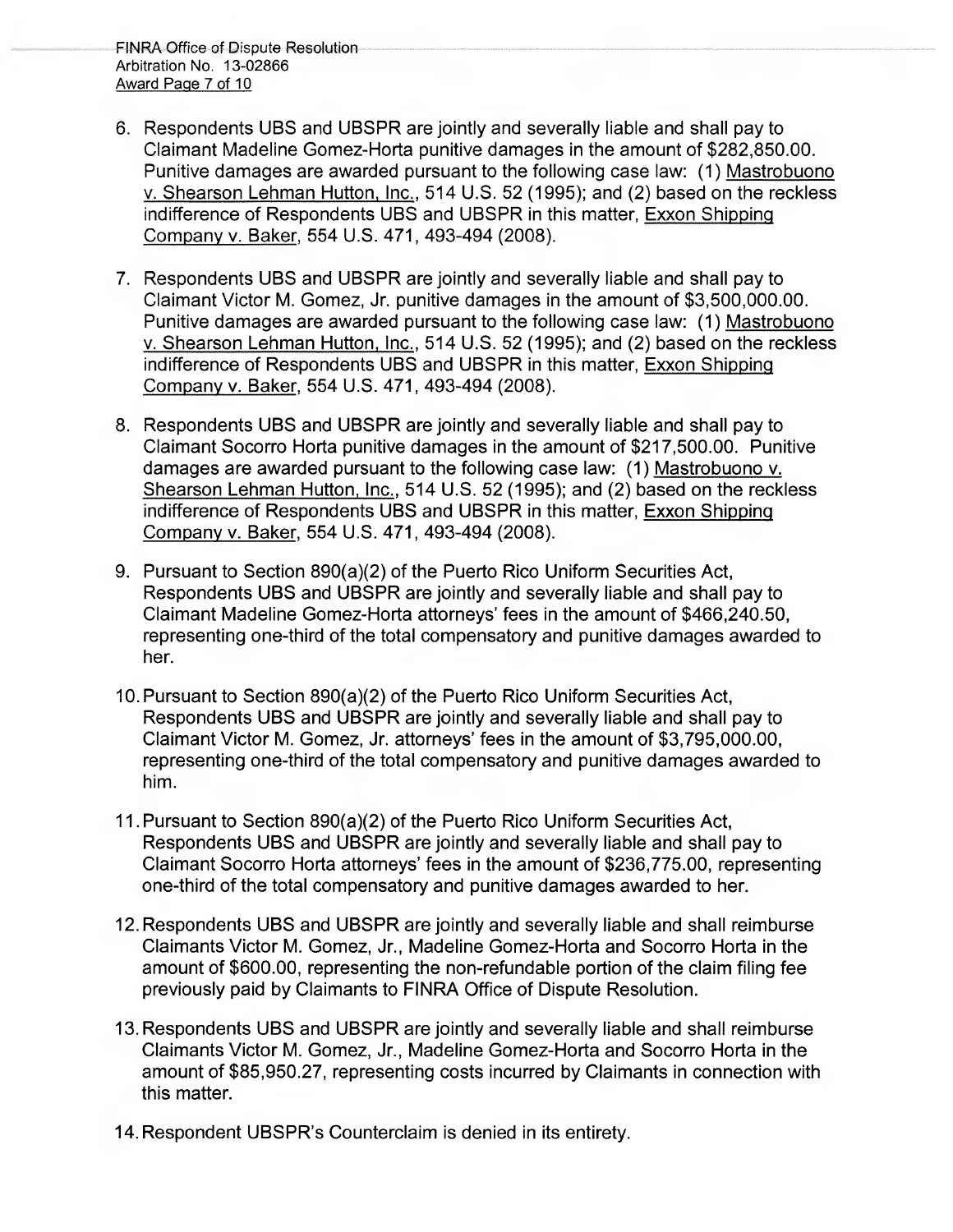6. Respondents UBS and UBSPR are jointly and severally liable and shall pay to Claimant Madeline Gomez-Horta punitive damages in the amount of $282,850.00. Punitive damages are awarded pursuant to the following case law: (1) Mastrobuono v. Shearson Lehman Hutton, Inc., 514 U.S. 52 (1995); and (2) based on the reckless indifference of Respondents UBS and UBSPR in this matter, Exxon Shipping Company v. Baker, 554 U.S. 471, 493-494 (2008).

7. Respondents UBS and UBSPR are jointly and severally liable and shall pay to Claimant Victor M. Gomez, Jr. punitive damages in the amount of $3,500,000.00. Punitive damages are awarded pursuant to the following case law: (1) Mastrobuono v. Shearson Lehman Hutton, Inc., 514 U.S. 52 (1995); and (2) based on the reckless indifference of Respondents UBS and UBSPR in this matter, Exxon Shipping Company v. Baker, 554 U.S. 471, 493-494 (2008).

8. Respondents UBS and UBSPR are jointly and severally liable and shall pay to Claimant Socorro Horta punitive damages in the amount of $217,500.00. Punitive damages are awarded pursuant to the following case law: (1) Mastrobuono v. Shearson Lehman Hutton, Inc., 514 U.S. 52 (1995); and (2) based on the reckless indifference of Respondents UBS and UBSPR in this matter, Exxon Shipping Company v. Baker, 554 U.S. 471, 493-494 (2008).

9. Pursuant to Section 890(a)(2) of the Puerto Rico Uniform Securities Act, Respondents UBS and UBSPR are jointly and severally liable and shall pay to Claimant Madeline Gomez-Horta attorneys' fees in the amount of $466,240.50, representing one-third of the total compensatory and punitive damages awarded to her.

10. Pursuant to Section 890(a)(2) of the Puerto Rico Uniform Securities Act, Respondents UBS and UBSPR are jointly and severally liable and shall pay to Claimant Victor M. Gomez, Jr. attorneys' fees in the amount of $3,795,000.00, representing one-third of the total compensatory and punitive damages awarded to him.

11. Pursuant to Section 890(a)(2) of the Puerto Rico Uniform Securities Act, Respondents UBS and UBSPR are jointly and severally liable and shall pay to Claimant Socorro Horta attorneys' fees in the amount of $236,775.00, representing one-third of the total compensatory and punitive damages awarded to her.

12. Respondents UBS and UBSPR are jointly and severally liable and shall reimburse Claimants Victor M. Gomez, Jr., Madeline Gomez-Horta and Socorro Horta in the amount of $600.00, representing the non-refundable portion of the claim filing fee previously paid by Claimants to FINRA Office of Dispute Resolution.

13. Respondents UBS and UBSPR are jointly and severally liable and shall reimburse Claimants Victor M. Gomez, Jr., Madeline Gomez-Horta and Socorro Horta in the amount of $85,950.27, representing costs incurred by Claimants in connection with this matter.

14. Respondent UBSPR's Counterclaim is denied in its entirety.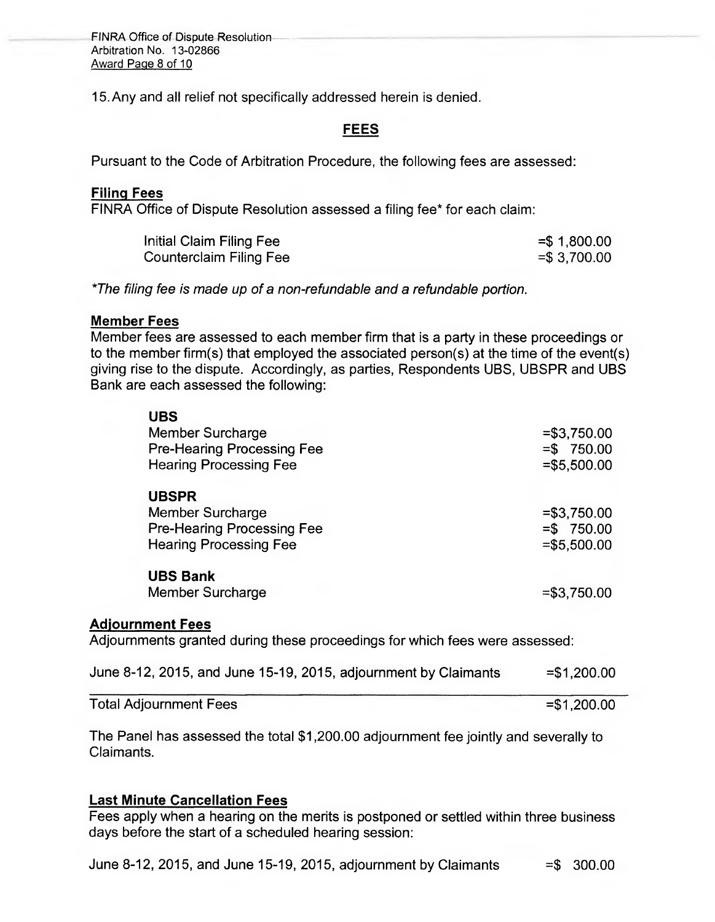15. Any and all relief not specifically addressed herein is denied.

## FEES

Pursuant to the Code of Arbitration Procedure, the following fees are assessed:

### Filing Fees

FINRA Office of Dispute Resolution assessed a filing fee* for each claim:

| | |
|---|---|
| Initial Claim Filing Fee | =$ 1,800.00 |
| Counterclaim Filing Fee | =$ 3,700.00 |

*The filing fee is made up of a non-refundable and a refundable portion.*

### Member Fees

Member fees are assessed to each member firm that is a party in these proceedings or to the member firm(s) that employed the associated person(s) at the time of the event(s) giving rise to the dispute. Accordingly, as parties, Respondents UBS, UBSPR and UBS Bank are each assessed the following:

| | |
|---|---|
| **UBS** | |
| Member Surcharge | =$3,750.00 |
| Pre-Hearing Processing Fee | =$ 750.00 |
| Hearing Processing Fee | =$5,500.00 |
| **UBSPR** | |
| Member Surcharge | =$3,750.00 |
| Pre-Hearing Processing Fee | =$ 750.00 |
| Hearing Processing Fee | =$5,500.00 |
| **UBS Bank** | |
| Member Surcharge | =$3,750.00 |

### Adjournment Fees

Adjournments granted during these proceedings for which fees were assessed:

| | |
|---|---|
| June 8-12, 2015, and June 15-19, 2015, adjournment by Claimants | =$1,200.00 |
| Total Adjournment Fees | =$1,200.00 |

The Panel has assessed the total $1,200.00 adjournment fee jointly and severally to Claimants.

### Last Minute Cancellation Fees

Fees apply when a hearing on the merits is postponed or settled within three business days before the start of a scheduled hearing session:

| | |
|---|---|
| June 8-12, 2015, and June 15-19, 2015, adjournment by Claimants | =$ 300.00 |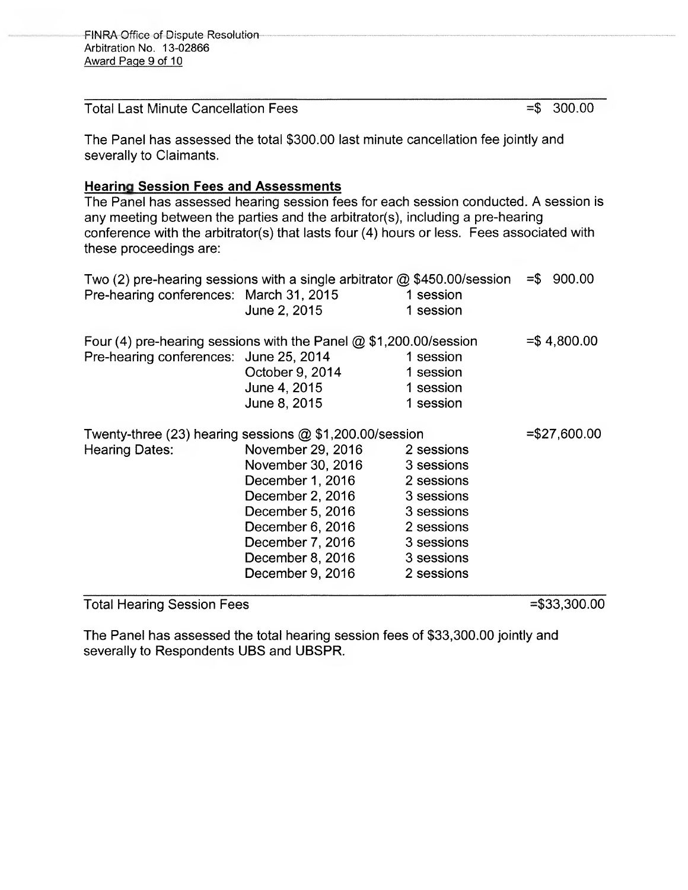| Total Last Minute Cancellation Fees | | | =$ 300.00 |
|---|---|---|---|

The Panel has assessed the total $300.00 last minute cancellation fee jointly and severally to Claimants.

**Hearing Session Fees and Assessments**

The Panel has assessed hearing session fees for each session conducted. A session is any meeting between the parties and the arbitrator(s), including a pre-hearing conference with the arbitrator(s) that lasts four (4) hours or less. Fees associated with these proceedings are:

| | | | |
|---|---|---|---|
| Two (2) pre-hearing sessions with a single arbitrator @ $450.00/session | | | =$ 900.00 |
| Pre-hearing conferences: | March 31, 2015 | 1 session | |
| | June 2, 2015 | 1 session | |
| | | | |
| Four (4) pre-hearing sessions with the Panel @ $1,200.00/session | | | =$ 4,800.00 |
| Pre-hearing conferences: | June 25, 2014 | 1 session | |
| | October 9, 2014 | 1 session | |
| | June 4, 2015 | 1 session | |
| | June 8, 2015 | 1 session | |
| | | | |
| Twenty-three (23) hearing sessions @ $1,200.00/session | | | =$27,600.00 |
| Hearing Dates: | November 29, 2016 | 2 sessions | |
| | November 30, 2016 | 3 sessions | |
| | December 1, 2016 | 2 sessions | |
| | December 2, 2016 | 3 sessions | |
| | December 5, 2016 | 3 sessions | |
| | December 6, 2016 | 2 sessions | |
| | December 7, 2016 | 3 sessions | |
| | December 8, 2016 | 3 sessions | |
| | December 9, 2016 | 2 sessions | |
| **Total Hearing Session Fees** | | | =$33,300.00 |

The Panel has assessed the total hearing session fees of $33,300.00 jointly and severally to Respondents UBS and UBSPR.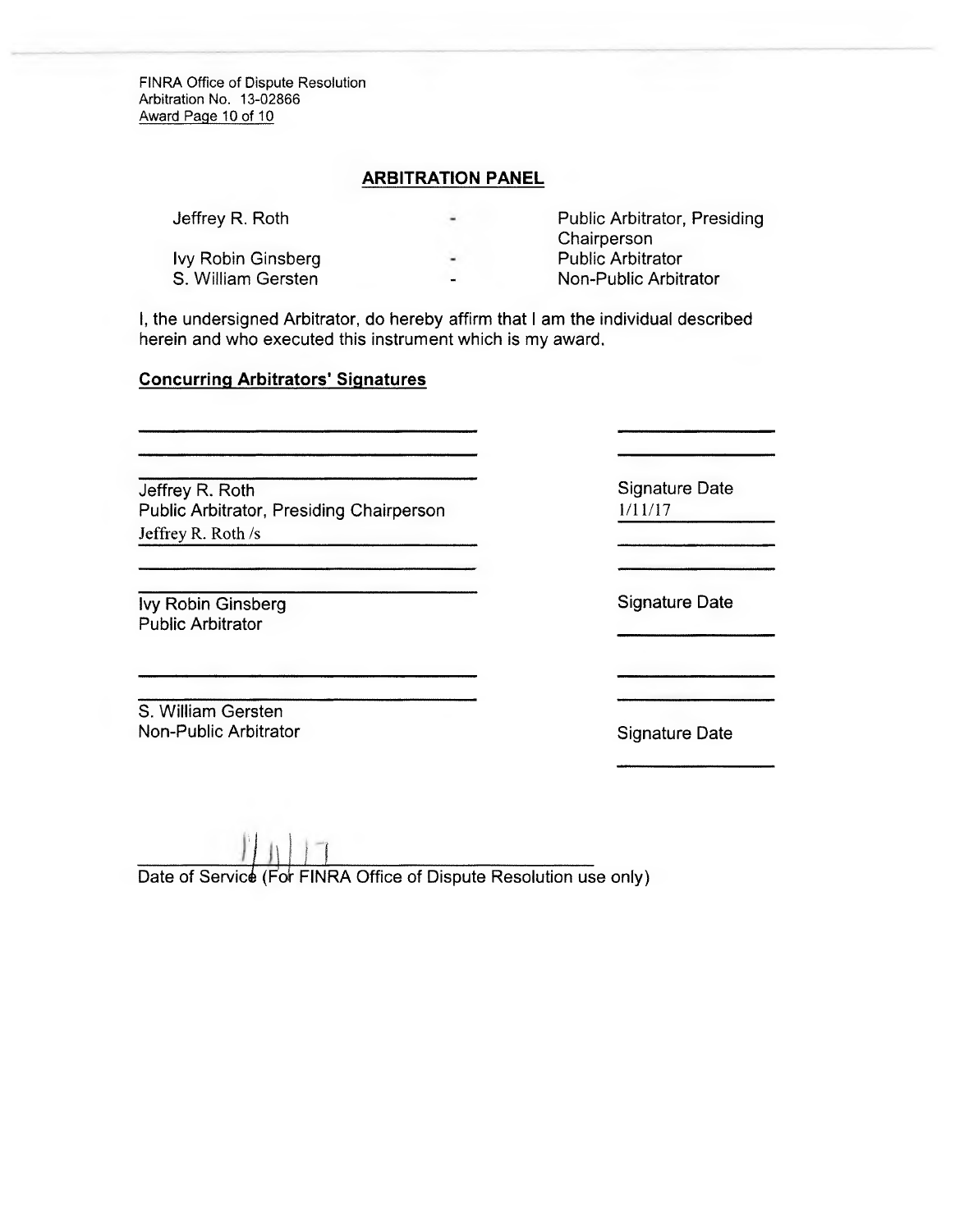FINRA Office of Dispute Resolution
Arbitration No. 13-02866

## ARBITRATION PANEL

| | | |
|---|---|---|
| Jeffrey R. Roth | - | Public Arbitrator, Presiding Chairperson |
| Ivy Robin Ginsberg | - | Public Arbitrator |
| S. William Gersten | - | Non-Public Arbitrator |

I, the undersigned Arbitrator, do hereby affirm that I am the individual described herein and who executed this instrument which is my award.

**Concurring Arbitrators' Signatures**

Jeffrey R. Roth
Public Arbitrator, Presiding Chairperson
Jeffrey R. Roth /s

Signature Date
1/11/17

Ivy Robin Ginsberg
Public Arbitrator

Signature Date

S. William Gersten
Non-Public Arbitrator

Signature Date

1/11/17
Date of Service (For FINRA Office of Dispute Resolution use only)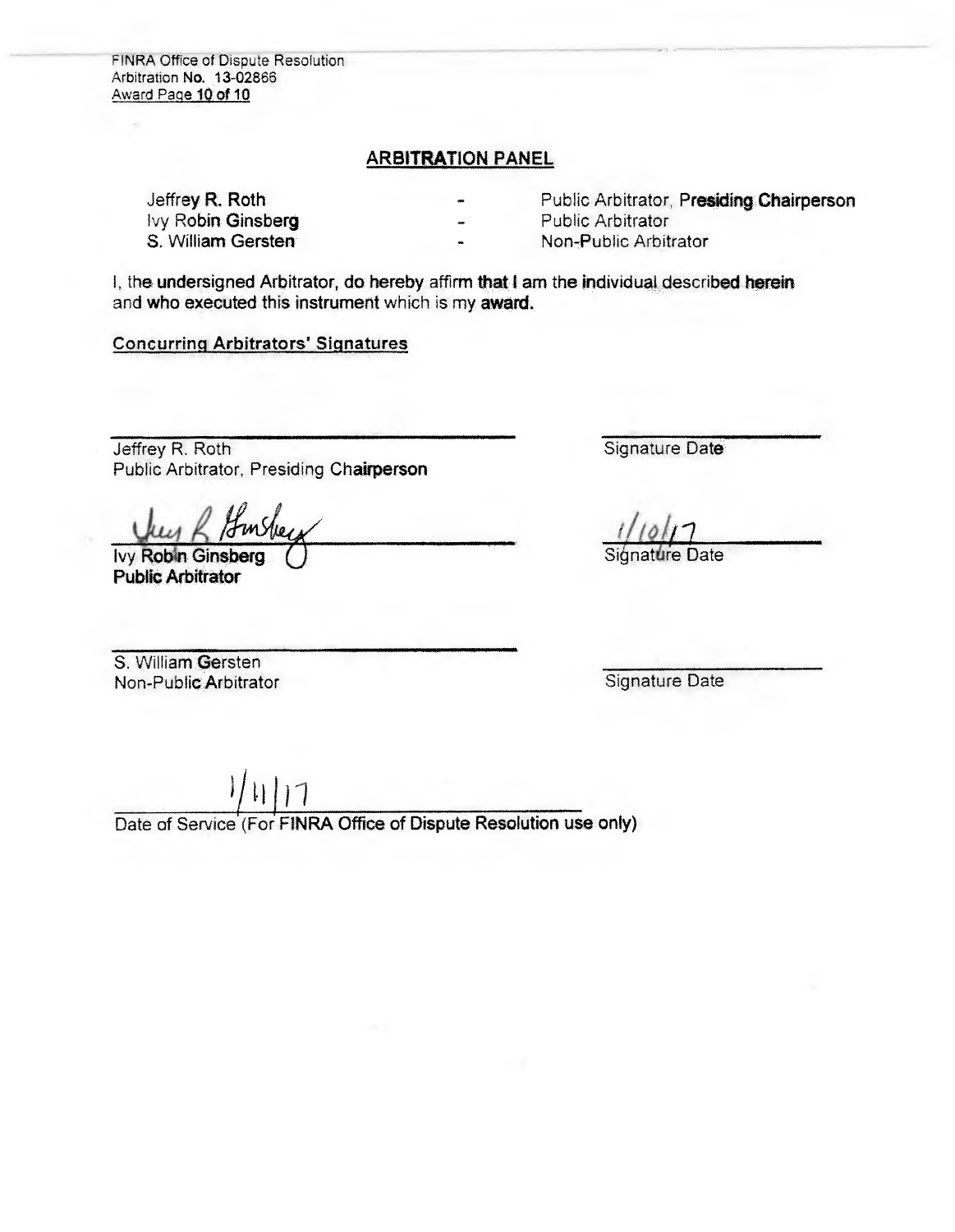## ARBITRATION PANEL

| | | |
|---|---|---|
| Jeffrey R. Roth | - | Public Arbitrator, Presiding Chairperson |
| Ivy Robin Ginsberg | - | Public Arbitrator |
| S. William Gersten | - | Non-Public Arbitrator |

I, the undersigned Arbitrator, do hereby affirm that I am the individual described herein and who executed this instrument which is my award.

**Concurring Arbitrators' Signatures**

| | |
|---|---|
| ______________________________ | ______________ |
| Jeffrey R. Roth<br>Public Arbitrator, Presiding Chairperson | Signature Date |
| Ivy R Ginsberg | 1/10/17 |
| Ivy Robin Ginsberg<br>Public Arbitrator | Signature Date |
| ______________________________ | ______________ |
| S. William Gersten<br>Non-Public Arbitrator | Signature Date |

1/11/17

Date of Service (For FINRA Office of Dispute Resolution use only)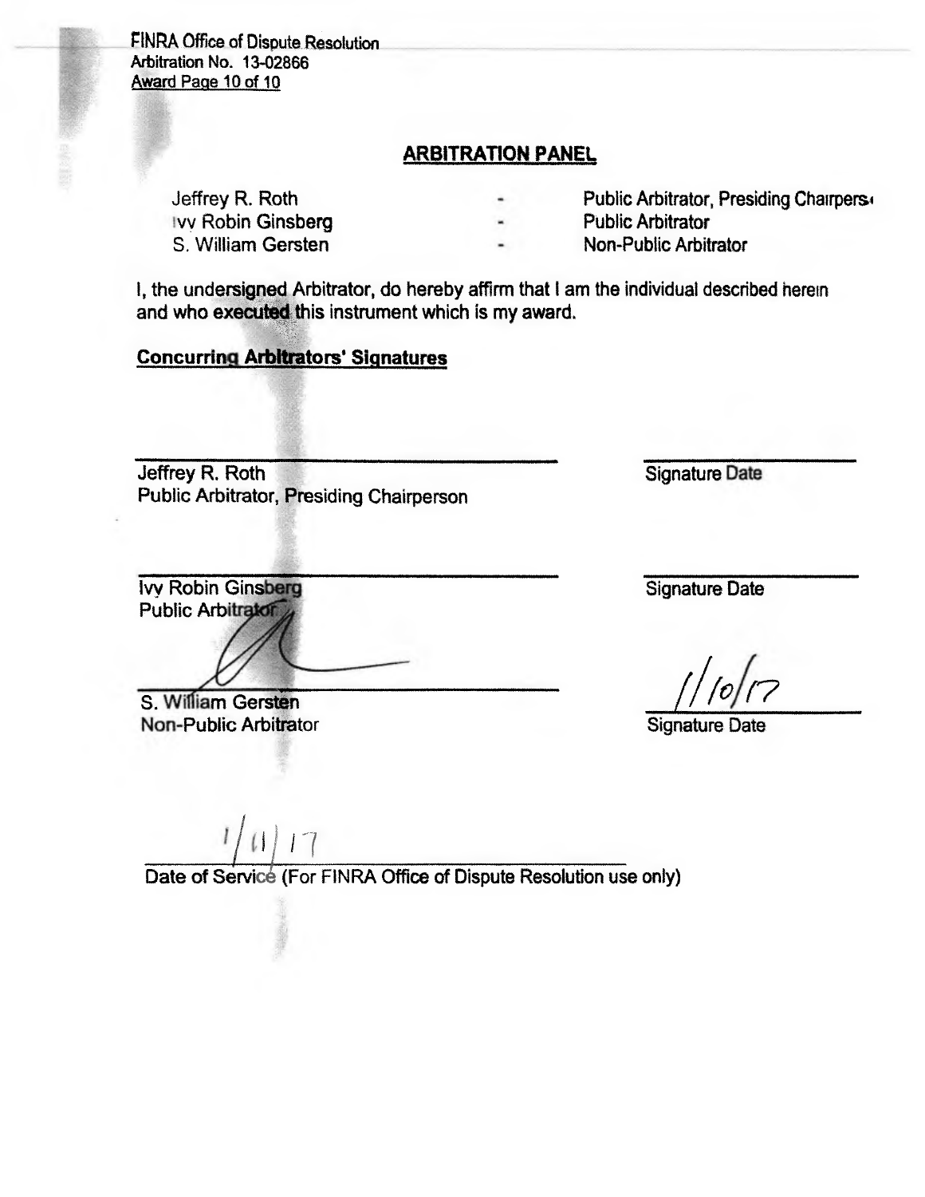FINRA Office of Dispute Resolution
Arbitration No. 13-02866

## ARBITRATION PANEL

| | | |
|---|---|---|
| Jeffrey R. Roth | - | Public Arbitrator, Presiding Chairperson |
| Ivy Robin Ginsberg | - | Public Arbitrator |
| S. William Gersten | - | Non-Public Arbitrator |

I, the undersigned Arbitrator, do hereby affirm that I am the individual described herein and who executed this instrument which is my award.

**Concurring Arbitrators' Signatures**

_______________________________ _______________
Jeffrey R. Roth Signature Date
Public Arbitrator, Presiding Chairperson

_______________________________ _______________
Ivy Robin Ginsberg Signature Date
Public Arbitrator

_______________________________ 1/10/17
S. William Gersten Signature Date
Non-Public Arbitrator

1/11/17
Date of Service (For FINRA Office of Dispute Resolution use only)